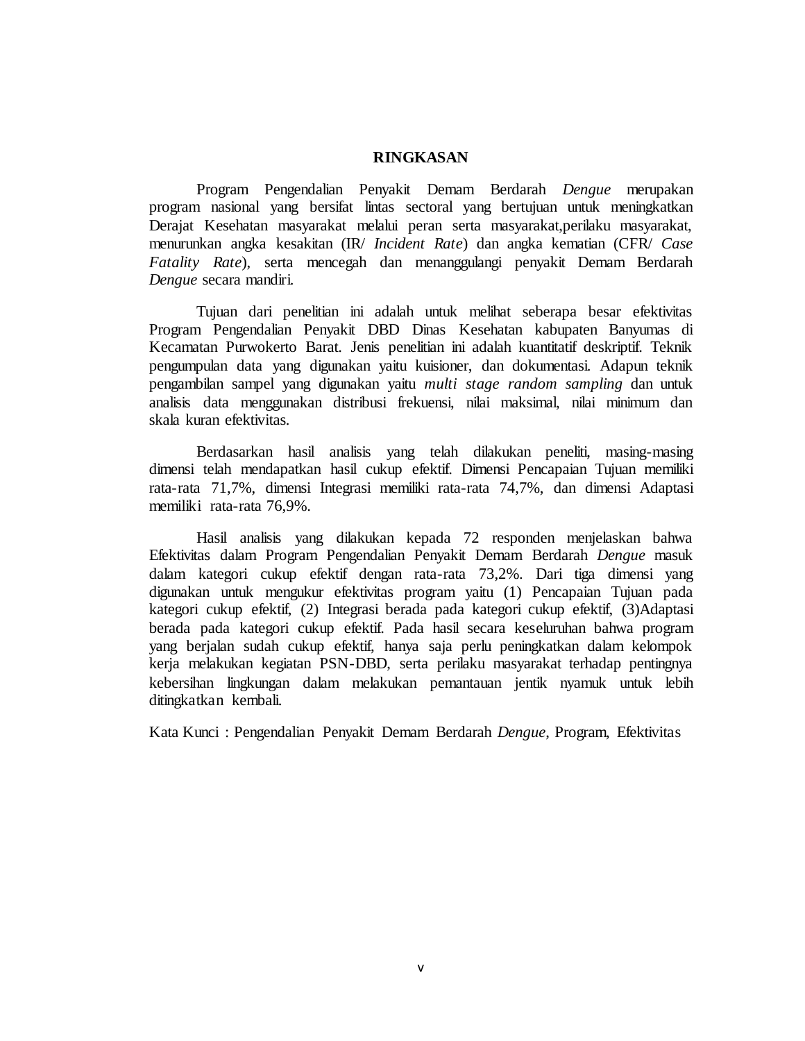# RINGKASAN

Program Pengendalian Penyakit Demam Berdarah *Dengue* merupakan program nasional yang bersifat lintas sectoral yang bertujuan untuk meningkatkan Derajat Kesehatan masyarakat melalui peran serta masyarakat,perilaku masyarakat, menurunkan angka kesakitan (IR/ *Incident Rate*) dan angka kematian (CFR/ *Case Fatality Rate*), serta mencegah dan menanggulangi penyakit Demam Berdarah *Dengue* secara mandiri.

Tujuan dari penelitian ini adalah untuk melihat seberapa besar efektivitas Program Pengendalian Penyakit DBD Dinas Kesehatan kabupaten Banyumas di Kecamatan Purwokerto Barat. Jenis penelitian ini adalah kuantitatif deskriptif. Teknik pengumpulan data yang digunakan yaitu kuisioner, dan dokumentasi. Adapun teknik pengambilan sampel yang digunakan yaitu *multi stage random sampling* dan untuk analisis data menggunakan distribusi frekuensi, nilai maksimal, nilai minimum dan skala kuran efektivitas.

Berdasarkan hasil analisis yang telah dilakukan peneliti, masing-masing dimensi telah mendapatkan hasil cukup efektif. Dimensi Pencapaian Tujuan memiliki rata-rata 71,7%, dimensi Integrasi memiliki rata-rata 74,7%, dan dimensi Adaptasi memiliki rata-rata 76,9%.

Hasil analisis yang dilakukan kepada 72 responden menjelaskan bahwa Efektivitas dalam Program Pengendalian Penyakit Demam Berdarah *Dengue* masuk dalam kategori cukup efektif dengan rata-rata 73,2%. Dari tiga dimensi yang digunakan untuk mengukur efektivitas program yaitu (1) Pencapaian Tujuan pada kategori cukup efektif, (2) Integrasi berada pada kategori cukup efektif, (3)Adaptasi berada pada kategori cukup efektif. Pada hasil secara keseluruhan bahwa program yang berjalan sudah cukup efektif, hanya saja perlu peningkatkan dalam kelompok kerja melakukan kegiatan PSN-DBD, serta perilaku masyarakat terhadap pentingnya kebersihan lingkungan dalam melakukan pemantauan jentik nyamuk untuk lebih ditingkatkan kembali.

Kata Kunci : Pengendalian Penyakit Demam Berdarah *Dengue*, Program, Efektivitas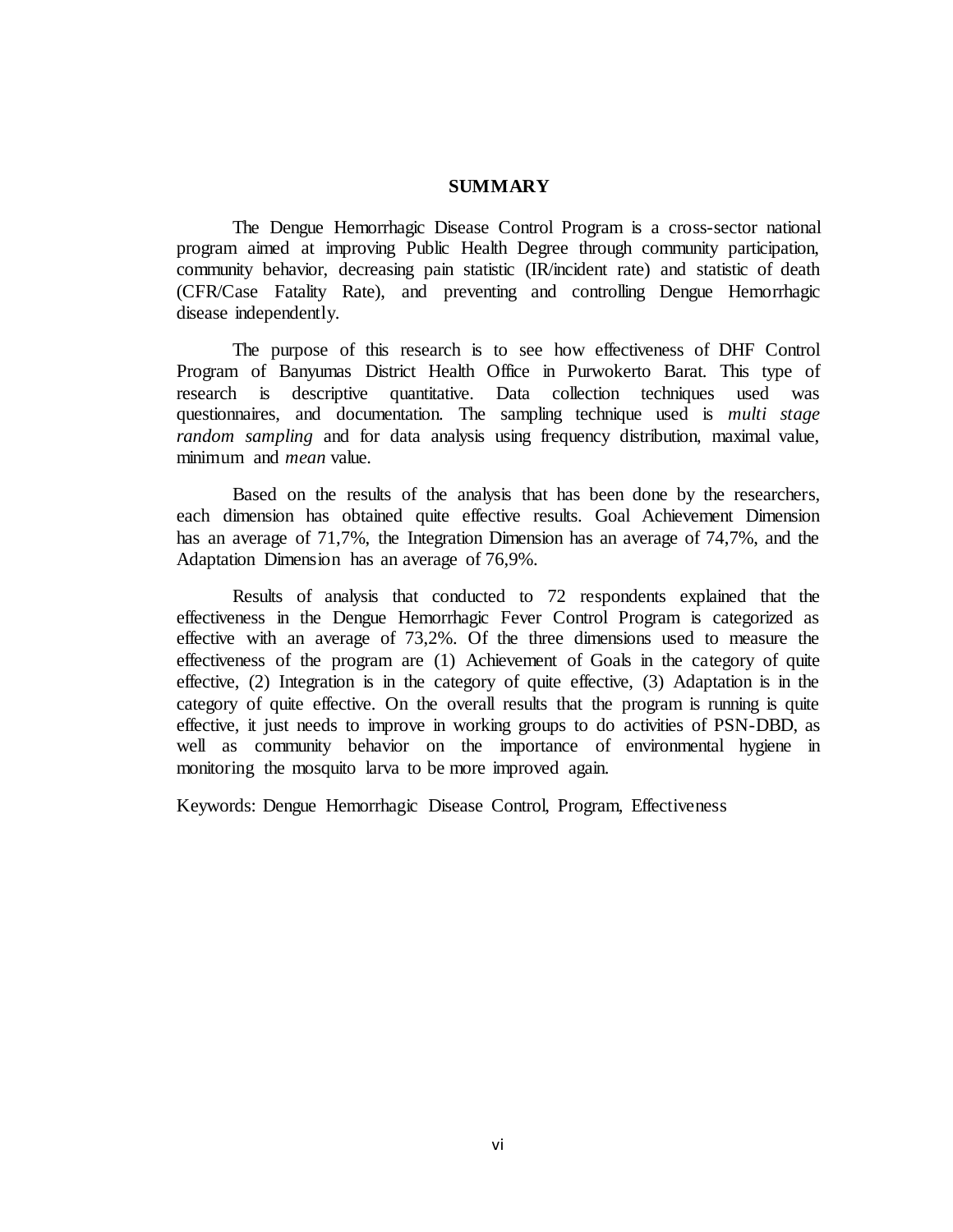## SUMMARY

The Dengue Hemorrhagic Disease Control Program is a cross-sector national program aimed at improving Public Health Degree through community participation, community behavior, decreasing pain statistic (IR/incident rate) and statistic of death (CFR/Case Fatality Rate), and preventing and controlling Dengue Hemorrhagic disease independently.

The purpose of this research is to see how effectiveness of DHF Control Program of Banyumas District Health Office in Purwokerto Barat. This type of research is descriptive quantitative. Data collection techniques used was questionnaires, and documentation. The sampling technique used is *multi stage random sampling* and for data analysis using frequency distribution, maximal value, minimum and *mean* value.

Based on the results of the analysis that has been done by the researchers, each dimension has obtained quite effective results. Goal Achievement Dimension has an average of 71,7%, the Integration Dimension has an average of 74,7%, and the Adaptation Dimension has an average of 76,9%.

Results of analysis that conducted to 72 respondents explained that the effectiveness in the Dengue Hemorrhagic Fever Control Program is categorized as effective with an average of 73,2%. Of the three dimensions used to measure the effectiveness of the program are (1) Achievement of Goals in the category of quite effective, (2) Integration is in the category of quite effective, (3) Adaptation is in the category of quite effective. On the overall results that the program is running is quite effective, it just needs to improve in working groups to do activities of PSN-DBD, as well as community behavior on the importance of environmental hygiene in monitoring the mosquito larva to be more improved again.

Keywords: Dengue Hemorrhagic Disease Control, Program, Effectiveness